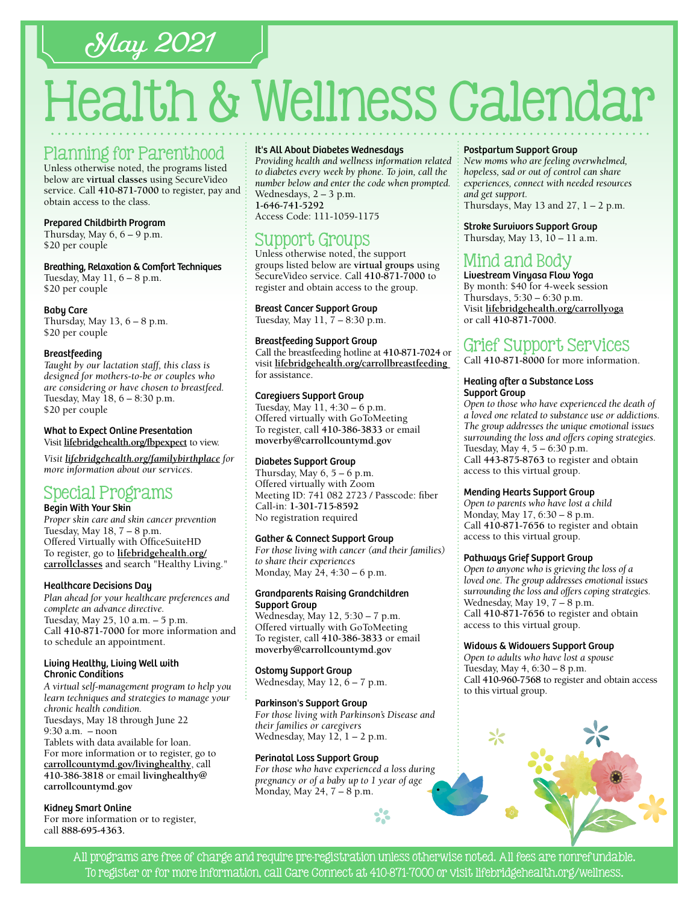# May 2021

# Health & Wellness Calendar

## Planning for Parenthood

Unless otherwise noted, the programs listed below are **virtual classes** using SecureVideo service. Call **410-871-7000** to register, pay and obtain access to the class.

**Prepared Childbirth Program**
Thursday, May 6, 6 – 9 p.m.
$20 per couple

**Breathing, Relaxation & Comfort Techniques**
Tuesday, May 11, 6 – 8 p.m.
$20 per couple

**Baby Care**
Thursday, May 13, 6 – 8 p.m.
$20 per couple

**Breastfeeding**
*Taught by our lactation staff, this class is designed for mothers-to-be or couples who are considering or have chosen to breastfeed.*
Tuesday, May 18, 6 – 8:30 p.m.
$20 per couple

**What to Expect Online Presentation**
Visit **lifebridgehealth.org/fbpexpect** to view.

*Visit **lifebridgehealth.org/familybirthplace** for more information about our services.*

## Special Programs

**Begin With Your Skin**
*Proper skin care and skin cancer prevention*
Tuesday, May 18, 7 – 8 p.m.
Offered Virtually with OfficeSuiteHD
To register, go to **lifebridgehealth.org/carrollclasses** and search "Healthy Living."

**Healthcare Decisions Day**
*Plan ahead for your healthcare preferences and complete an advance directive.*
Tuesday, May 25, 10 a.m. – 5 p.m.
Call **410-871-7000** for more information and to schedule an appointment.

**Living Healthy, Living Well with Chronic Conditions**
*A virtual self-management program to help you learn techniques and strategies to manage your chronic health condition.*
Tuesdays, May 18 through June 22
9:30 a.m. – noon
Tablets with data available for loan.
For more information or to register, go to **carrollcountymd.gov/livinghealthy**, call **410-386-3818** or email **livinghealthy@carrollcountymd.gov**

**Kidney Smart Online**
For more information or to register, call **888-695-4363**.

**It's All About Diabetes Wednesdays**
*Providing health and wellness information related to diabetes every week by phone. To join, call the number below and enter the code when prompted.*
Wednesdays, 2 – 3 p.m.
**1-646-741-5292**
Access Code: 111-1059-1175

## Support Groups

Unless otherwise noted, the support groups listed below are **virtual groups** using SecureVideo service. Call **410-871-7000** to register and obtain access to the group.

**Breast Cancer Support Group**
Tuesday, May 11, 7 – 8:30 p.m.

**Breastfeeding Support Group**
Call the breastfeeding hotline at **410-871-7024** or visit **lifebridgehealth.org/carrollbreastfeeding** for assistance.

**Caregivers Support Group**
Tuesday, May 11, 4:30 – 6 p.m.
Offered virtually with GoToMeeting
To register, call **410-386-3833** or email **moverby@carrollcountymd.gov**

**Diabetes Support Group**
Thursday, May 6, 5 – 6 p.m.
Offered virtually with Zoom
Meeting ID: 741 082 2723 / Passcode: fiber
Call-in: **1-301-715-8592**
No registration required

**Gather & Connect Support Group**
*For those living with cancer (and their families) to share their experiences*
Monday, May 24, 4:30 – 6 p.m.

**Grandparents Raising Grandchildren Support Group**
Wednesday, May 12, 5:30 – 7 p.m.
Offered virtually with GoToMeeting
To register, call **410-386-3833** or email **moverby@carrollcountymd.gov**

**Ostomy Support Group**
Wednesday, May 12, 6 – 7 p.m.

**Parkinson's Support Group**
*For those living with Parkinson's Disease and their families or caregivers*
Wednesday, May 12, 1 – 2 p.m.

**Perinatal Loss Support Group**
*For those who have experienced a loss during pregnancy or of a baby up to 1 year of age*
Monday, May 24, 7 – 8 p.m.

**Postpartum Support Group**
*New moms who are feeling overwhelmed, hopeless, sad or out of control can share experiences, connect with needed resources and get support.*
Thursdays, May 13 and 27, 1 – 2 p.m.

**Stroke Survivors Support Group**
Thursday, May 13, 10 – 11 a.m.

## Mind and Body

**Livestream Vinyasa Flow Yoga**
By month: $40 for 4-week session
Thursdays, 5:30 – 6:30 p.m.
Visit **lifebridgehealth.org/carrollyoga** or call **410-871-7000**.

## Grief Support Services

Call **410-871-8000** for more information.

**Healing after a Substance Loss Support Group**
*Open to those who have experienced the death of a loved one related to substance use or addictions. The group addresses the unique emotional issues surrounding the loss and offers coping strategies.*
Tuesday, May 4, 5 – 6:30 p.m.
Call **443-875-8763** to register and obtain access to this virtual group.

**Mending Hearts Support Group**
*Open to parents who have lost a child*
Monday, May 17, 6:30 – 8 p.m.
Call **410-871-7656** to register and obtain access to this virtual group.

**Pathways Grief Support Group**
*Open to anyone who is grieving the loss of a loved one. The group addresses emotional issues surrounding the loss and offers coping strategies.*
Wednesday, May 19, 7 – 8 p.m.
Call **410-871-7656** to register and obtain access to this virtual group.

**Widows & Widowers Support Group**
*Open to adults who have lost a spouse*
Tuesday, May 4, 6:30 – 8 p.m.
Call **410-960-7568** to register and obtain access to this virtual group.

All programs are free of charge and require pre-registration unless otherwise noted. All fees are nonrefundable.
To register or for more information, call Care Connect at 410-871-7000 or visit lifebridgehealth.org/wellness.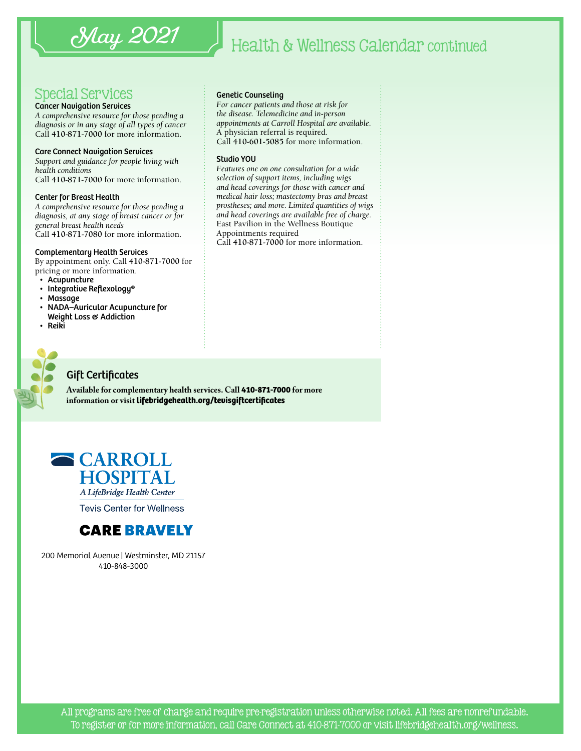# May 2021 Health & Wellness Calendar continued

## Special Services

**Cancer Navigation Services**
*A comprehensive resource for those pending a diagnosis or in any stage of all types of cancer*
Call 410-871-7000 for more information.

**Care Connect Navigation Services**
*Support and guidance for people living with health conditions*
Call 410-871-7000 for more information.

**Center for Breast Health**
*A comprehensive resource for those pending a diagnosis, at any stage of breast cancer or for general breast health needs*
Call 410-871-7080 for more information.

**Complementary Health Services**
By appointment only. Call 410-871-7000 for pricing or more information.

- Acupuncture
- Integrative Reflexology®
- Massage
- NADA–Auricular Acupuncture for Weight Loss & Addiction
- Reiki

**Genetic Counseling**
*For cancer patients and those at risk for the disease. Telemedicine and in-person appointments at Carroll Hospital are available.*
A physician referral is required.
Call 410-601-5085 for more information.

**Studio YOU**
*Features one on one consultation for a wide selection of support items, including wigs and head coverings for those with cancer and medical hair loss; mastectomy bras and breast prostheses; and more. Limited quantities of wigs and head coverings are available free of charge.*
East Pavilion in the Wellness Boutique
Appointments required
Call 410-871-7000 for more information.

### Gift Certificates

**Available for complementary health services. Call 410-871-7000 for more information or visit lifebridgehealth.org/tevisgiftcertificates**

CARROLL HOSPITAL
*A LifeBridge Health Center*
Tevis Center for Wellness

CARE BRAVELY

200 Memorial Avenue | Westminster, MD 21157
410-848-3000

All programs are free of charge and require pre-registration unless otherwise noted. All fees are nonrefundable.
To register or for more information, call Care Connect at 410-871-7000 or visit lifebridgehealth.org/wellness.